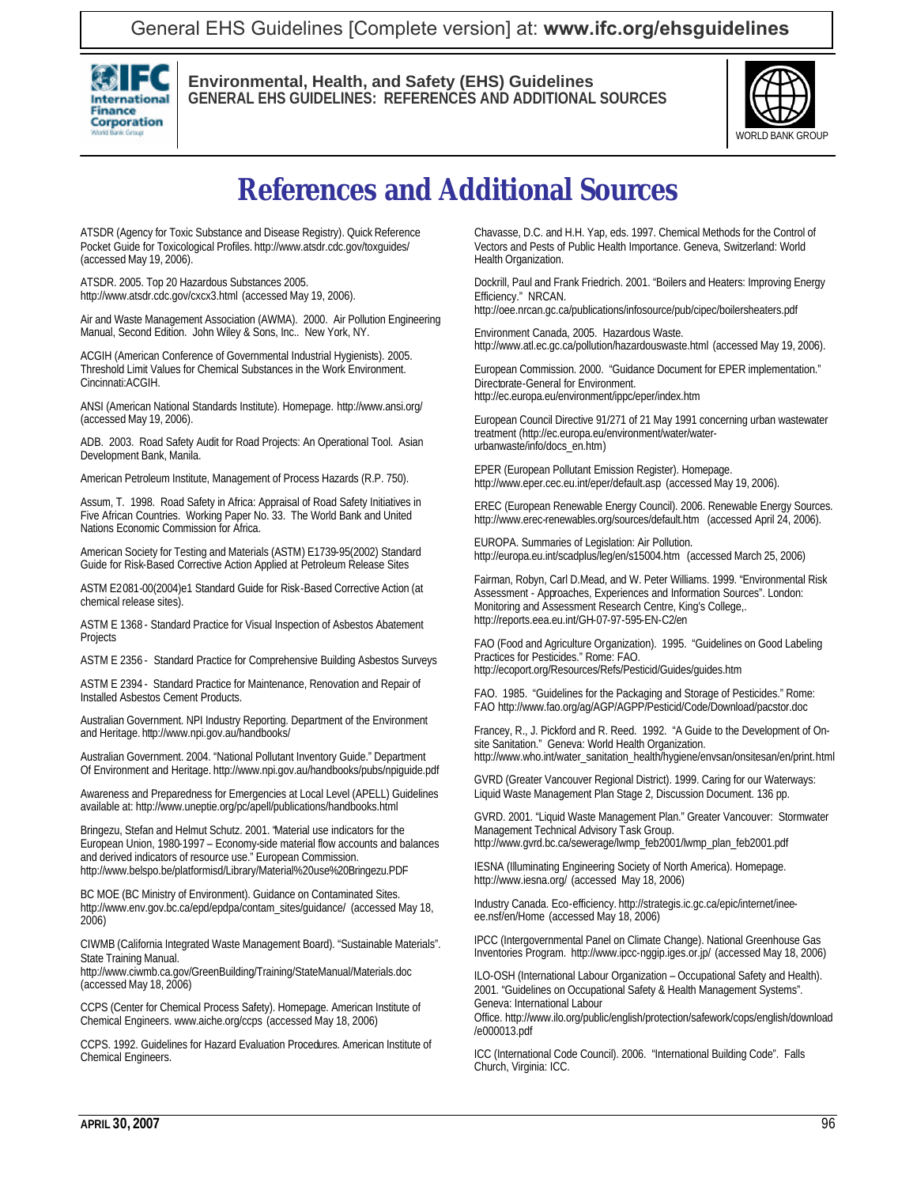# References and Additional Sources

ATSDR (Agency for Toxic Substance and Disease Registry). Quick Reference Pocket Guide for Toxicological Profiles. http://www.atsdr.cdc.gov/toxguides/ (accessed May 19, 2006).

ATSDR. 2005. Top 20 Hazardous Substances 2005. http://www.atsdr.cdc.gov/cxcx3.html (accessed May 19, 2006).

Air and Waste Management Association (AWMA). 2000. Air Pollution Engineering Manual, Second Edition. John Wiley & Sons, Inc.. New York, NY.

ACGIH (American Conference of Governmental Industrial Hygienists). 2005. Threshold Limit Values for Chemical Substances in the Work Environment. Cincinnati:ACGIH.

ANSI (American National Standards Institute). Homepage. http://www.ansi.org/ (accessed May 19, 2006).

ADB. 2003. Road Safety Audit for Road Projects: An Operational Tool. Asian Development Bank, Manila.

American Petroleum Institute, Management of Process Hazards (R.P. 750).

Assum, T. 1998. Road Safety in Africa: Appraisal of Road Safety Initiatives in Five African Countries. Working Paper No. 33. The World Bank and United Nations Economic Commission for Africa.

American Society for Testing and Materials (ASTM) E1739-95(2002) Standard Guide for Risk-Based Corrective Action Applied at Petroleum Release Sites

ASTM E2081-00(2004)e1 Standard Guide for Risk-Based Corrective Action (at chemical release sites).

ASTM E 1368 - Standard Practice for Visual Inspection of Asbestos Abatement Projects

ASTM E 2356 - Standard Practice for Comprehensive Building Asbestos Surveys

ASTM E 2394 - Standard Practice for Maintenance, Renovation and Repair of Installed Asbestos Cement Products.

Australian Government. NPI Industry Reporting. Department of the Environment and Heritage. http://www.npi.gov.au/handbooks/

Australian Government. 2004. "National Pollutant Inventory Guide." Department Of Environment and Heritage. http://www.npi.gov.au/handbooks/pubs/npiguide.pdf

Awareness and Preparedness for Emergencies at Local Level (APELL) Guidelines available at: http://www.uneptie.org/pc/apell/publications/handbooks.html

Bringezu, Stefan and Helmut Schutz. 2001. "Material use indicators for the European Union, 1980-1997 – Economy-side material flow accounts and balances and derived indicators of resource use." European Commission. http://www.belspo.be/platformisd/Library/Material%20use%20Bringezu.PDF

BC MOE (BC Ministry of Environment). Guidance on Contaminated Sites. http://www.env.gov.bc.ca/epd/epdpa/contam_sites/guidance/ (accessed May 18, 2006)

CIWMB (California Integrated Waste Management Board). "Sustainable Materials". State Training Manual. http://www.ciwmb.ca.gov/GreenBuilding/Training/StateManual/Materials.doc (accessed May 18, 2006)

CCPS (Center for Chemical Process Safety). Homepage. American Institute of Chemical Engineers. www.aiche.org/ccps (accessed May 18, 2006)

CCPS. 1992. Guidelines for Hazard Evaluation Procedures. American Institute of Chemical Engineers.

Chavasse, D.C. and H.H. Yap, eds. 1997. Chemical Methods for the Control of Vectors and Pests of Public Health Importance. Geneva, Switzerland: World Health Organization.

Dockrill, Paul and Frank Friedrich. 2001. "Boilers and Heaters: Improving Energy Efficiency." NRCAN. http://oee.nrcan.gc.ca/publications/infosource/pub/cipec/boilersheaters.pdf

Environment Canada, 2005. Hazardous Waste. http://www.atl.ec.gc.ca/pollution/hazardouswaste.html (accessed May 19, 2006).

European Commission. 2000. "Guidance Document for EPER implementation." Directorate-General for Environment. http://ec.europa.eu/environment/ippc/eper/index.htm

European Council Directive 91/271 of 21 May 1991 concerning urban wastewater treatment (http://ec.europa.eu/environment/water/water-urbanwaste/info/docs_en.htm)

EPER (European Pollutant Emission Register). Homepage. http://www.eper.cec.eu.int/eper/default.asp (accessed May 19, 2006).

EREC (European Renewable Energy Council). 2006. Renewable Energy Sources. http://www.erec-renewables.org/sources/default.htm (accessed April 24, 2006).

EUROPA. Summaries of Legislation: Air Pollution. http://europa.eu.int/scadplus/leg/en/s15004.htm (accessed March 25, 2006)

Fairman, Robyn, Carl D.Mead, and W. Peter Williams. 1999. "Environmental Risk Assessment - Approaches, Experiences and Information Sources". London: Monitoring and Assessment Research Centre, King's College,. http://reports.eea.eu.int/GH-07-97-595-EN-C2/en

FAO (Food and Agriculture Organization). 1995. "Guidelines on Good Labeling Practices for Pesticides." Rome: FAO. http://ecoport.org/Resources/Refs/Pesticid/Guides/guides.htm

FAO. 1985. "Guidelines for the Packaging and Storage of Pesticides." Rome: FAO http://www.fao.org/ag/AGP/AGPP/Pesticid/Code/Download/pacstor.doc

Francey, R., J. Pickford and R. Reed. 1992. "A Guide to the Development of On-site Sanitation." Geneva: World Health Organization. http://www.who.int/water_sanitation_health/hygiene/envsan/onsitesan/en/print.html

GVRD (Greater Vancouver Regional District). 1999. Caring for our Waterways: Liquid Waste Management Plan Stage 2, Discussion Document. 136 pp.

GVRD. 2001. "Liquid Waste Management Plan." Greater Vancouver: Stormwater Management Technical Advisory Task Group. http://www.gvrd.bc.ca/sewerage/lwmp_feb2001/lwmp_plan_feb2001.pdf

IESNA (Illuminating Engineering Society of North America). Homepage. http://www.iesna.org/ (accessed May 18, 2006)

Industry Canada. Eco-efficiency. http://strategis.ic.gc.ca/epic/internet/inee-ee.nsf/en/Home (accessed May 18, 2006)

IPCC (Intergovernmental Panel on Climate Change). National Greenhouse Gas Inventories Program. http://www.ipcc-nggip.iges.or.jp/ (accessed May 18, 2006)

ILO-OSH (International Labour Organization – Occupational Safety and Health). 2001. "Guidelines on Occupational Safety & Health Management Systems". Geneva: International Labour Office. http://www.ilo.org/public/english/protection/safework/cops/english/download/e000013.pdf

ICC (International Code Council). 2006. "International Building Code". Falls Church, Virginia: ICC.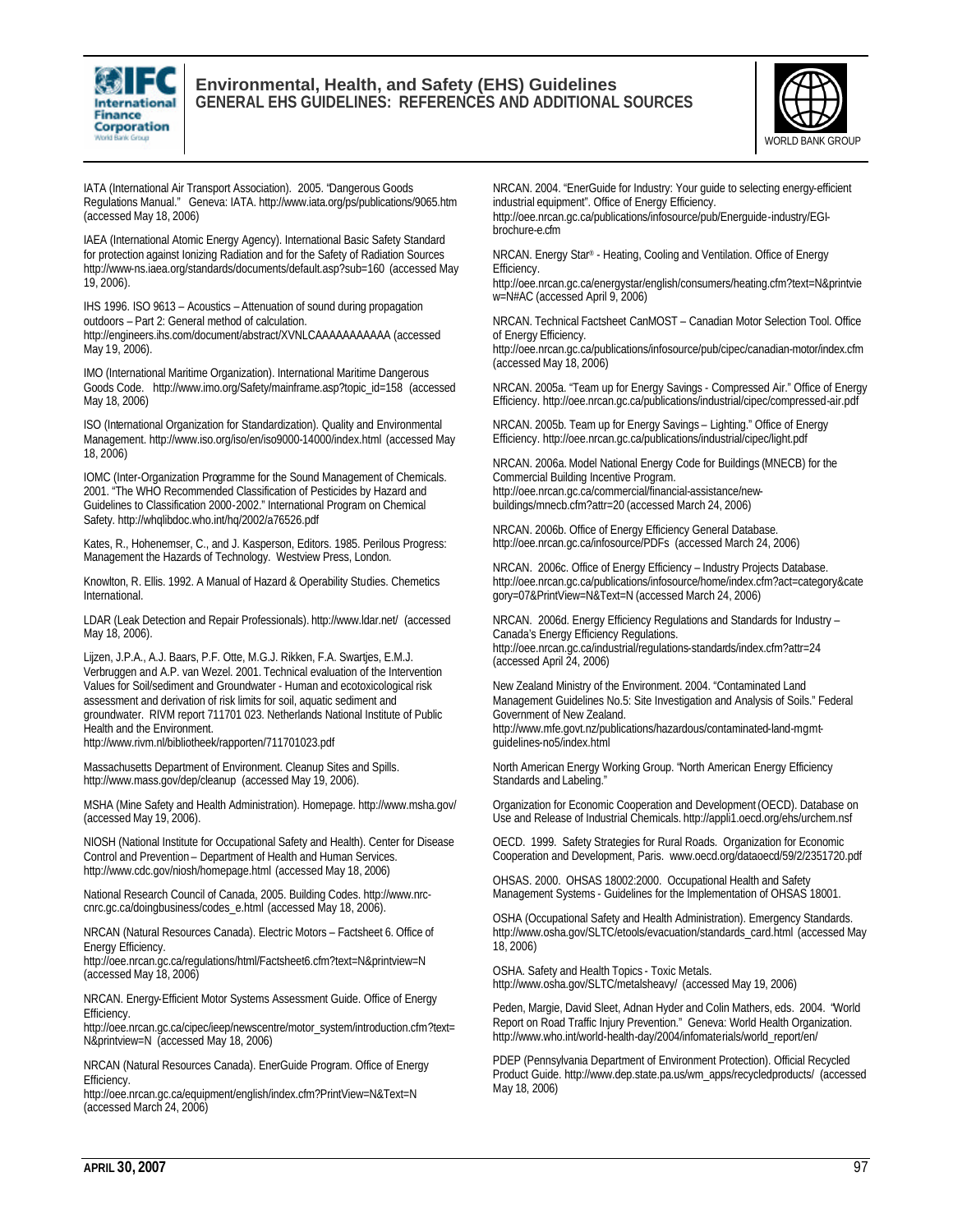IATA (International Air Transport Association). 2005. "Dangerous Goods Regulations Manual." Geneva: IATA. http://www.iata.org/ps/publications/9065.htm (accessed May 18, 2006)

IAEA (International Atomic Energy Agency). International Basic Safety Standard for protection against Ionizing Radiation and for the Safety of Radiation Sources http://www-ns.iaea.org/standards/documents/default.asp?sub=160 (accessed May 19, 2006).

IHS 1996. ISO 9613 – Acoustics – Attenuation of sound during propagation outdoors – Part 2: General method of calculation. http://engineers.ihs.com/document/abstract/XVNLCAAAAAAAAAAA (accessed May 19, 2006).

IMO (International Maritime Organization). International Maritime Dangerous Goods Code. http://www.imo.org/Safety/mainframe.asp?topic_id=158 (accessed May 18, 2006)

ISO (International Organization for Standardization). Quality and Environmental Management. http://www.iso.org/iso/en/iso9000-14000/index.html (accessed May 18, 2006)

IOMC (Inter-Organization Programme for the Sound Management of Chemicals. 2001. "The WHO Recommended Classification of Pesticides by Hazard and Guidelines to Classification 2000-2002." International Program on Chemical Safety. http://whqlibdoc.who.int/hq/2002/a76526.pdf

Kates, R., Hohenemser, C., and J. Kasperson, Editors. 1985. Perilous Progress: Management the Hazards of Technology. Westview Press, London.

Knowlton, R. Ellis. 1992. A Manual of Hazard & Operability Studies. Chemetics International.

LDAR (Leak Detection and Repair Professionals). http://www.ldar.net/ (accessed May 18, 2006).

Lijzen, J.P.A., A.J. Baars, P.F. Otte, M.G.J. Rikken, F.A. Swartjes, E.M.J. Verbruggen and A.P. van Wezel. 2001. Technical evaluation of the Intervention Values for Soil/sediment and Groundwater - Human and ecotoxicological risk assessment and derivation of risk limits for soil, aquatic sediment and groundwater. RIVM report 711701 023. Netherlands National Institute of Public Health and the Environment. http://www.rivm.nl/bibliotheek/rapporten/711701023.pdf

Massachusetts Department of Environment. Cleanup Sites and Spills. http://www.mass.gov/dep/cleanup (accessed May 19, 2006).

MSHA (Mine Safety and Health Administration). Homepage. http://www.msha.gov/ (accessed May 19, 2006).

NIOSH (National Institute for Occupational Safety and Health). Center for Disease Control and Prevention – Department of Health and Human Services. http://www.cdc.gov/niosh/homepage.html (accessed May 18, 2006)

National Research Council of Canada, 2005. Building Codes. http://www.nrc-cnrc.gc.ca/doingbusiness/codes_e.html (accessed May 18, 2006).

NRCAN (Natural Resources Canada). Electric Motors – Factsheet 6. Office of Energy Efficiency. http://oee.nrcan.gc.ca/regulations/html/Factsheet6.cfm?text=N&printview=N (accessed May 18, 2006)

NRCAN. Energy-Efficient Motor Systems Assessment Guide. Office of Energy Efficiency. http://oee.nrcan.gc.ca/cipec/ieep/newscentre/motor_system/introduction.cfm?text=N&printview=N (accessed May 18, 2006)

NRCAN (Natural Resources Canada). EnerGuide Program. Office of Energy Efficiency. http://oee.nrcan.gc.ca/equipment/english/index.cfm?PrintView=N&Text=N (accessed March 24, 2006)

NRCAN. 2004. "EnerGuide for Industry: Your guide to selecting energy-efficient industrial equipment". Office of Energy Efficiency. http://oee.nrcan.gc.ca/publications/infosource/pub/Energuide-industry/EGI-brochure-e.cfm

NRCAN. Energy Star® - Heating, Cooling and Ventilation. Office of Energy Efficiency. http://oee.nrcan.gc.ca/energystar/english/consumers/heating.cfm?text=N&printview=N#AC (accessed April 9, 2006)

NRCAN. Technical Factsheet CanMOST – Canadian Motor Selection Tool. Office of Energy Efficiency. http://oee.nrcan.gc.ca/publications/infosource/pub/cipec/canadian-motor/index.cfm (accessed May 18, 2006)

NRCAN. 2005a. "Team up for Energy Savings - Compressed Air." Office of Energy Efficiency. http://oee.nrcan.gc.ca/publications/industrial/cipec/compressed-air.pdf

NRCAN. 2005b. Team up for Energy Savings – Lighting." Office of Energy Efficiency. http://oee.nrcan.gc.ca/publications/industrial/cipec/light.pdf

NRCAN. 2006a. Model National Energy Code for Buildings (MNECB) for the Commercial Building Incentive Program. http://oee.nrcan.gc.ca/commercial/financial-assistance/new-buildings/mnecb.cfm?attr=20 (accessed March 24, 2006)

NRCAN. 2006b. Office of Energy Efficiency General Database. http://oee.nrcan.gc.ca/infosource/PDFs (accessed March 24, 2006)

NRCAN. 2006c. Office of Energy Efficiency – Industry Projects Database. http://oee.nrcan.gc.ca/publications/infosource/home/index.cfm?act=category&category=07&PrintView=N&Text=N (accessed March 24, 2006)

NRCAN. 2006d. Energy Efficiency Regulations and Standards for Industry – Canada's Energy Efficiency Regulations. http://oee.nrcan.gc.ca/industrial/regulations-standards/index.cfm?attr=24 (accessed April 24, 2006)

New Zealand Ministry of the Environment. 2004. "Contaminated Land Management Guidelines No.5: Site Investigation and Analysis of Soils." Federal Government of New Zealand. http://www.mfe.govt.nz/publications/hazardous/contaminated-land-mgmt-guidelines-no5/index.html

North American Energy Working Group. "North American Energy Efficiency Standards and Labeling."

Organization for Economic Cooperation and Development (OECD). Database on Use and Release of Industrial Chemicals. http://appli1.oecd.org/ehs/urchem.nsf

OECD. 1999. Safety Strategies for Rural Roads. Organization for Economic Cooperation and Development, Paris. www.oecd.org/dataoecd/59/2/2351720.pdf

OHSAS. 2000. OHSAS 18002:2000. Occupational Health and Safety Management Systems - Guidelines for the Implementation of OHSAS 18001.

OSHA (Occupational Safety and Health Administration). Emergency Standards. http://www.osha.gov/SLTC/etools/evacuation/standards_card.html (accessed May 18, 2006)

OSHA. Safety and Health Topics - Toxic Metals. http://www.osha.gov/SLTC/metalsheavy/ (accessed May 19, 2006)

Peden, Margie, David Sleet, Adnan Hyder and Colin Mathers, eds. 2004. "World Report on Road Traffic Injury Prevention." Geneva: World Health Organization. http://www.who.int/world-health-day/2004/infomaterials/world_report/en/

PDEP (Pennsylvania Department of Environment Protection). Official Recycled Product Guide. http://www.dep.state.pa.us/wm_apps/recycledproducts/ (accessed May 18, 2006)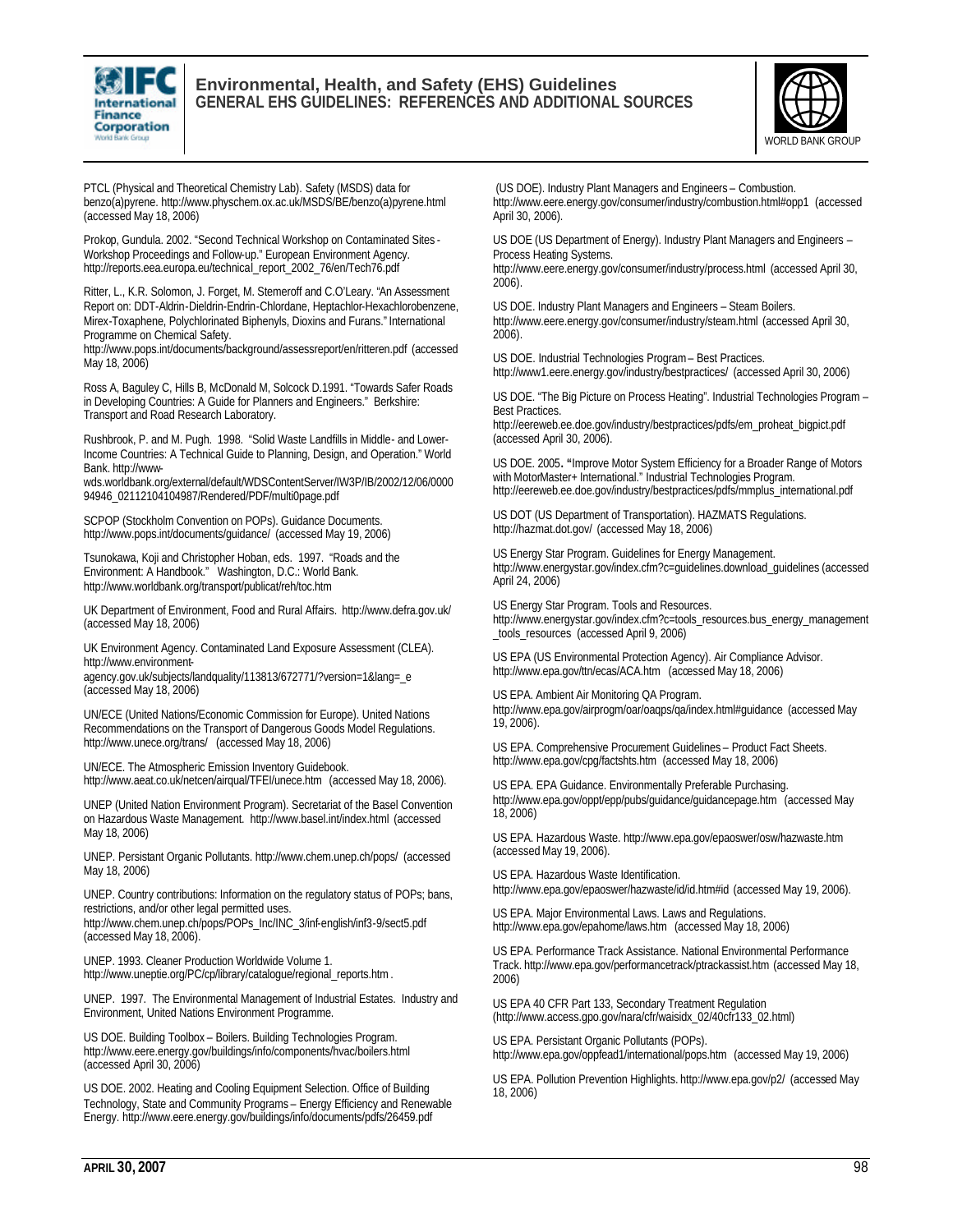PTCL (Physical and Theoretical Chemistry Lab). Safety (MSDS) data for benzo(a)pyrene. http://www.physchem.ox.ac.uk/MSDS/BE/benzo(a)pyrene.html (accessed May 18, 2006)

Prokop, Gundula. 2002. "Second Technical Workshop on Contaminated Sites - Workshop Proceedings and Follow-up." European Environment Agency. http://reports.eea.europa.eu/technical_report_2002_76/en/Tech76.pdf

Ritter, L., K.R. Solomon, J. Forget, M. Stemeroff and C.O'Leary. "An Assessment Report on: DDT-Aldrin-Dieldrin-Endrin-Chlordane, Heptachlor-Hexachlorobenzene, Mirex-Toxaphene, Polychlorinated Biphenyls, Dioxins and Furans." International Programme on Chemical Safety. http://www.pops.int/documents/background/assessreport/en/ritteren.pdf (accessed May 18, 2006)

Ross A, Baguley C, Hills B, McDonald M, Solcock D.1991. "Towards Safer Roads in Developing Countries: A Guide for Planners and Engineers." Berkshire: Transport and Road Research Laboratory.

Rushbrook, P. and M. Pugh. 1998. "Solid Waste Landfills in Middle- and Lower-Income Countries: A Technical Guide to Planning, Design, and Operation." World Bank. http://www-wds.worldbank.org/external/default/WDSContentServer/IW3P/IB/2002/12/06/000094946_02112104104987/Rendered/PDF/multi0page.pdf

SCPOP (Stockholm Convention on POPs). Guidance Documents. http://www.pops.int/documents/guidance/ (accessed May 19, 2006)

Tsunokawa, Koji and Christopher Hoban, eds. 1997. "Roads and the Environment: A Handbook." Washington, D.C.: World Bank. http://www.worldbank.org/transport/publicat/reh/toc.htm

UK Department of Environment, Food and Rural Affairs. http://www.defra.gov.uk/ (accessed May 18, 2006)

UK Environment Agency. Contaminated Land Exposure Assessment (CLEA). http://www.environment-agency.gov.uk/subjects/landquality/113813/672771/?version=1&lang=_e (accessed May 18, 2006)

UN/ECE (United Nations/Economic Commission for Europe). United Nations Recommendations on the Transport of Dangerous Goods Model Regulations. http://www.unece.org/trans/ (accessed May 18, 2006)

UN/ECE. The Atmospheric Emission Inventory Guidebook. http://www.aeat.co.uk/netcen/airqual/TFEI/unece.htm (accessed May 18, 2006).

UNEP (United Nation Environment Program). Secretariat of the Basel Convention on Hazardous Waste Management. http://www.basel.int/index.html (accessed May 18, 2006)

UNEP. Persistant Organic Pollutants. http://www.chem.unep.ch/pops/ (accessed May 18, 2006)

UNEP. Country contributions: Information on the regulatory status of POPs; bans, restrictions, and/or other legal permitted uses. http://www.chem.unep.ch/pops/POPs_Inc/INC_3/inf-english/inf3-9/sect5.pdf (accessed May 18, 2006).

UNEP. 1993. Cleaner Production Worldwide Volume 1. http://www.uneptie.org/PC/cp/library/catalogue/regional_reports.htm .

UNEP. 1997. The Environmental Management of Industrial Estates. Industry and Environment, United Nations Environment Programme.

US DOE. Building Toolbox – Boilers. Building Technologies Program. http://www.eere.energy.gov/buildings/info/components/hvac/boilers.html (accessed April 30, 2006)

US DOE. 2002. Heating and Cooling Equipment Selection. Office of Building Technology, State and Community Programs – Energy Efficiency and Renewable Energy. http://www.eere.energy.gov/buildings/info/documents/pdfs/26459.pdf

(US DOE). Industry Plant Managers and Engineers – Combustion. http://www.eere.energy.gov/consumer/industry/combustion.html#opp1 (accessed April 30, 2006).

US DOE (US Department of Energy). Industry Plant Managers and Engineers – Process Heating Systems. http://www.eere.energy.gov/consumer/industry/process.html (accessed April 30, 2006).

US DOE. Industry Plant Managers and Engineers – Steam Boilers. http://www.eere.energy.gov/consumer/industry/steam.html (accessed April 30, 2006).

US DOE. Industrial Technologies Program – Best Practices. http://www1.eere.energy.gov/industry/bestpractices/ (accessed April 30, 2006)

US DOE. "The Big Picture on Process Heating". Industrial Technologies Program – Best Practices. http://eereweb.ee.doe.gov/industry/bestpractices/pdfs/em_proheat_bigpict.pdf (accessed April 30, 2006).

US DOE. 2005. "Improve Motor System Efficiency for a Broader Range of Motors with MotorMaster+ International." Industrial Technologies Program. http://eereweb.ee.doe.gov/industry/bestpractices/pdfs/mmplus_international.pdf

US DOT (US Department of Transportation). HAZMATS Regulations. http://hazmat.dot.gov/ (accessed May 18, 2006)

US Energy Star Program. Guidelines for Energy Management. http://www.energystar.gov/index.cfm?c=guidelines.download_guidelines (accessed April 24, 2006)

US Energy Star Program. Tools and Resources. http://www.energystar.gov/index.cfm?c=tools_resources.bus_energy_management_tools_resources (accessed April 9, 2006)

US EPA (US Environmental Protection Agency). Air Compliance Advisor. http://www.epa.gov/ttn/ecas/ACA.htm (accessed May 18, 2006)

US EPA. Ambient Air Monitoring QA Program. http://www.epa.gov/airprogm/oar/oaqps/qa/index.html#guidance (accessed May 19, 2006).

US EPA. Comprehensive Procurement Guidelines – Product Fact Sheets. http://www.epa.gov/cpg/factshts.htm (accessed May 18, 2006)

US EPA. EPA Guidance. Environmentally Preferable Purchasing. http://www.epa.gov/oppt/epp/pubs/guidance/guidancepage.htm (accessed May 18, 2006)

US EPA. Hazardous Waste. http://www.epa.gov/epaoswer/osw/hazwaste.htm (accessed May 19, 2006).

US EPA. Hazardous Waste Identification. http://www.epa.gov/epaoswer/hazwaste/id/id.htm#id (accessed May 19, 2006).

US EPA. Major Environmental Laws. Laws and Regulations. http://www.epa.gov/epahome/laws.htm (accessed May 18, 2006)

US EPA. Performance Track Assistance. National Environmental Performance Track. http://www.epa.gov/performancetrack/ptrackassist.htm (accessed May 18, 2006)

US EPA 40 CFR Part 133, Secondary Treatment Regulation (http://www.access.gpo.gov/nara/cfr/waisidx_02/40cfr133_02.html)

US EPA. Persistant Organic Pollutants (POPs). http://www.epa.gov/oppfead1/international/pops.htm (accessed May 19, 2006)

US EPA. Pollution Prevention Highlights. http://www.epa.gov/p2/ (accessed May 18, 2006)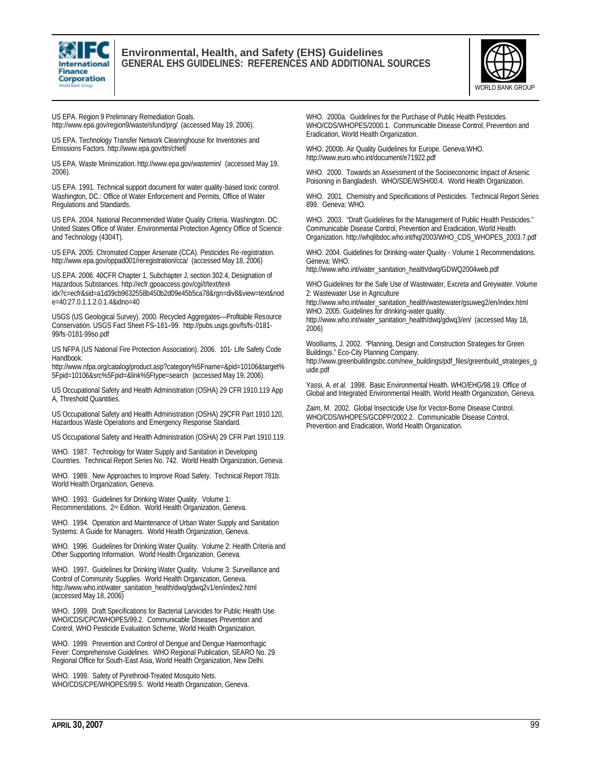US EPA. Region 9 Preliminary Remediation Goals. http://www.epa.gov/region9/waste/sfund/prg/ (accessed May 19, 2006).

US EPA. Technology Transfer Network Clearinghouse for Inventories and Emissions Factors. http://www.epa.gov/ttn/chief/

US EPA. Waste Minimization. http://www.epa.gov/wastemin/ (accessed May 19, 2006).

US EPA. 1991. Technical support document for water quality-based toxic control. Washington, DC.: Office of Water Enforcement and Permits, Office of Water Regulations and Standards.

US EPA. 2004. National Recommended Water Quality Criteria. Washington. DC: United States Office of Water. Environmental Protection Agency Office of Science and Technology (4304T).

US EPA. 2005. Chromated Copper Arsenate (CCA). Pesticides Re-registration. http://www.epa.gov/oppad001/reregistration/cca/ (accessed May 18, 2006)

US EPA. 2006. 40CFR Chapter 1, Subchapter J, section 302.4, Designation of Hazardous Substances. http://ecfr.gpoaccess.gov/cgi/t/text/text-idx?c=ecfr&sid=a1d39cb9632558b450b2d09e45b5ca78&rgn=div8&view=text&node=40:27.0.1.1.2.0.1.4&idno=40

USGS (US Geological Survey). 2000. Recycled Aggregates—Profitable Resource Conservation. USGS Fact Sheet FS–181–99. http://pubs.usgs.gov/fs/fs-0181-99/fs-0181-99so.pdf

US NFPA (US National Fire Protection Association). 2006. 101- Life Safety Code Handbook. http://www.nfpa.org/catalog/product.asp?category%5Fname=&pid=10106&target%5Fpid=10106&src%5Fpid=&link%5Ftype=search (accessed May 19, 2006).

US Occupational Safety and Health Administration (OSHA) 29 CFR 1910.119 App A, Threshold Quantities.

US Occupational Safety and Health Administration (OSHA) 29CFR Part 1910.120, Hazardous Waste Operations and Emergency Response Standard.

US Occupational Safety and Health Administration (OSHA) 29 CFR Part 1910.119.

WHO. 1987. Technology for Water Supply and Sanitation in Developing Countries. Technical Report Series No. 742. World Health Organization, Geneva.

WHO. 1989. New Approaches to Improve Road Safety. Technical Report 781b. World Health Organization, Geneva.

WHO. 1993. Guidelines for Drinking Water Quality. Volume 1: Recommendations. 2nd Edition. World Health Organization, Geneva.

WHO. 1994. Operation and Maintenance of Urban Water Supply and Sanitation Systems: A Guide for Managers. World Health Organization, Geneva.

WHO. 1996. Guidelines for Drinking Water Quality. Volume 2: Health Criteria and Other Supporting Information. World Health Organization, Geneva.

WHO. 1997. Guidelines for Drinking Water Quality. Volume 3: Surveillance and Control of Community Supplies. World Health Organization, Geneva. http://www.who.int/water_sanitation_health/dwq/gdwq2v1/en/index2.html (accessed May 18, 2006)

WHO. 1999. Draft Specifications for Bacterial Larvicides for Public Health Use. WHO/CDS/CPC/WHOPES/99.2. Communicable Diseases Prevention and Control, WHO Pesticide Evaluation Scheme, World Health Organization.

WHO. 1999. Prevention and Control of Dengue and Dengue Haemorrhagic Fever: Comprehensive Guidelines. WHO Regional Publication, SEARO No. 29. Regional Office for South-East Asia, World Health Organization, New Delhi.

WHO. 1999. Safety of Pyrethroid-Treated Mosquito Nets. WHO/CDS/CPE/WHOPES/99.5. World Health Organization, Geneva.

WHO. 2000a. Guidelines for the Purchase of Public Health Pesticides. WHO/CDS/WHOPES/2000.1. Communicable Disease Control, Prevention and Eradication, World Health Organization.

WHO. 2000b. Air Quality Guidelines for Europe. Geneva:WHO. http://www.euro.who.int/document/e71922.pdf

WHO. 2000. Towards an Assessment of the Socioeconomic Impact of Arsenic Poisoning in Bangladesh. WHO/SDE/WSH/00.4. World Health Organization.

WHO. 2001. Chemistry and Specifications of Pesticides. Technical Report Series 899. Geneva: WHO.

WHO. 2003. "Draft Guidelines for the Management of Public Health Pesticides." Communicable Disease Control, Prevention and Eradication, World Health Organization. http://whqlibdoc.who.int/hq/2003/WHO_CDS_WHOPES_2003.7.pdf

WHO. 2004. Guidelines for Drinking-water Quality - Volume 1 Recommendations. Geneva: WHO. http://www.who.int/water_sanitation_health/dwq/GDWQ2004web.pdf

WHO Guidelines for the Safe Use of Wastewater, Excreta and Greywater. Volume 2: Wastewater Use in Agriculture http://www.who.int/water_sanitation_health/wastewater/gsuweg2/en/index.html
WHO. 2005. Guidelines for drinking-water quality. http://www.who.int/water_sanitation_health/dwq/gdwq3/en/ (accessed May 18, 2006)

Woolliams, J. 2002. "Planning, Design and Construction Strategies for Green Buildings." Eco-City Planning Company. http://www.greenbuildingsbc.com/new_buildings/pdf_files/greenbuild_strategies_guide.pdf

Yassi, A. *et al.* 1998. Basic Environmental Health. WHO/EHG/98.19. Office of Global and Integrated Environmental Health, World Health Organization, Geneva.

Zaim, M. 2002. Global Insecticide Use for Vector-Borne Disease Control. WHO/CDS/WHOPES/GCDPP/2002.2. Communicable Disease Control, Prevention and Eradication, World Health Organization.